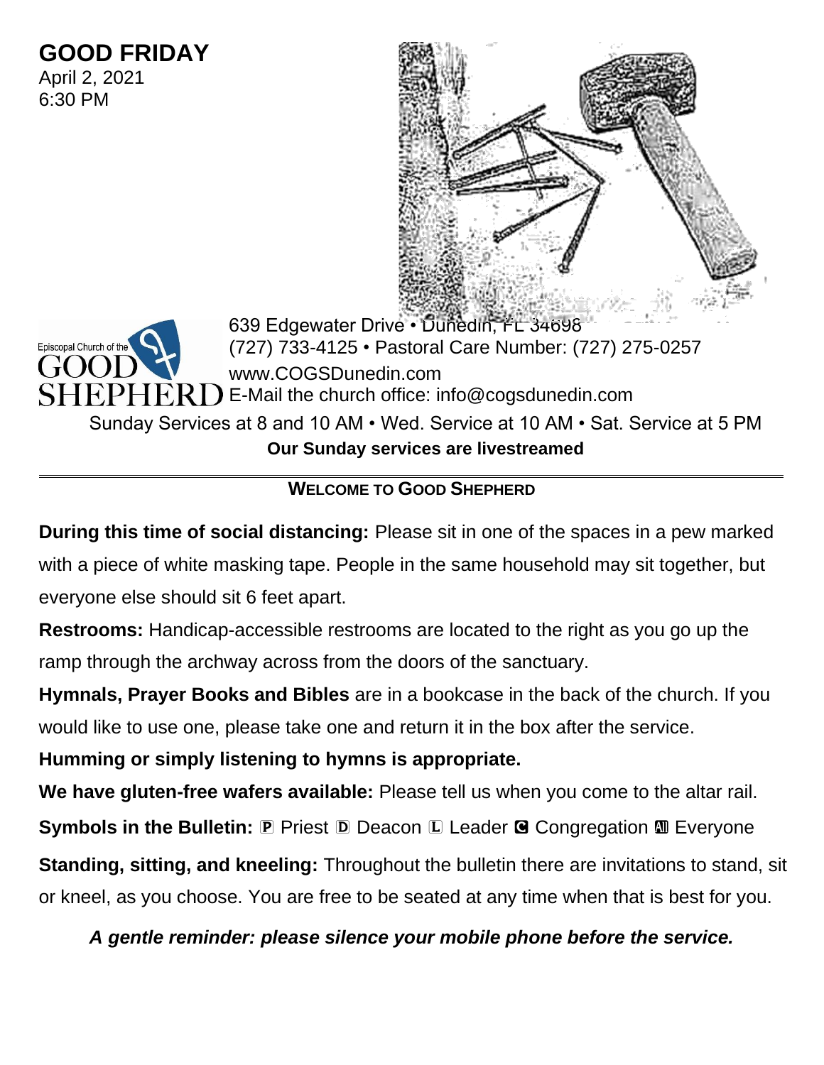# GOOD FRIDAY

April 2, 2021
6:30 PM

Episcopal Church of the GOOD SHEPHERD

639 Edgewater Drive • Dunedin, FL 34698
(727) 733-4125 • Pastoral Care Number: (727) 275-0257
www.COGSDunedin.com
E-Mail the church office: info@cogsdunedin.com

Sunday Services at 8 and 10 AM • Wed. Service at 10 AM • Sat. Service at 5 PM

**Our Sunday services are livestreamed**

---

## WELCOME TO GOOD SHEPHERD

**During this time of social distancing:** Please sit in one of the spaces in a pew marked with a piece of white masking tape. People in the same household may sit together, but everyone else should sit 6 feet apart.

**Restrooms:** Handicap-accessible restrooms are located to the right as you go up the ramp through the archway across from the doors of the sanctuary.

**Hymnals, Prayer Books and Bibles** are in a bookcase in the back of the church. If you would like to use one, please take one and return it in the box after the service.

**Humming or simply listening to hymns is appropriate.**

**We have gluten-free wafers available:** Please tell us when you come to the altar rail.

**Symbols in the Bulletin:** 🄿 Priest 🄳 Deacon 🄻 Leader 🅲 Congregation 🅰 Everyone

**Standing, sitting, and kneeling:** Throughout the bulletin there are invitations to stand, sit or kneel, as you choose. You are free to be seated at any time when that is best for you.

***A gentle reminder: please silence your mobile phone before the service.***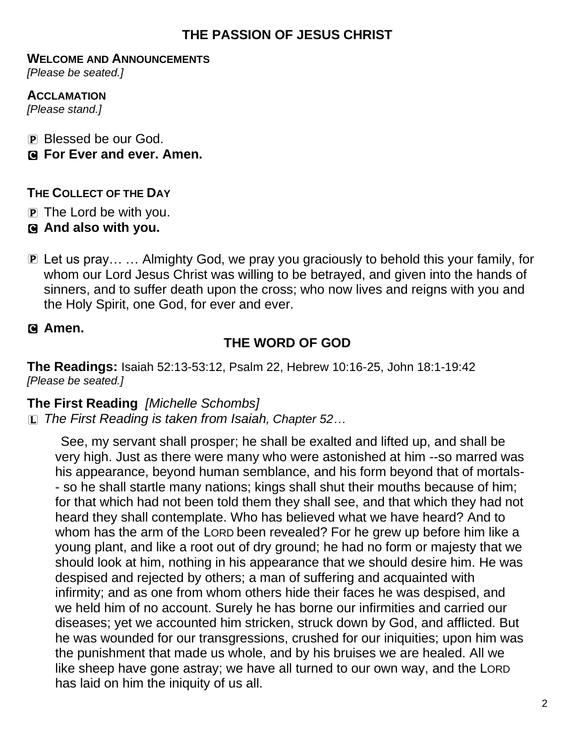## THE PASSION OF JESUS CHRIST

**WELCOME AND ANNOUNCEMENTS**
*[Please be seated.]*

**ACCLAMATION**
*[Please stand.]*

P Blessed be our God.
**C For Ever and ever. Amen.**

**THE COLLECT OF THE DAY**

P The Lord be with you.
**C And also with you.**

P Let us pray… … Almighty God, we pray you graciously to behold this your family, for whom our Lord Jesus Christ was willing to be betrayed, and given into the hands of sinners, and to suffer death upon the cross; who now lives and reigns with you and the Holy Spirit, one God, for ever and ever.

**C Amen.**

## THE WORD OF GOD

**The Readings:** Isaiah 52:13-53:12, Psalm 22, Hebrew 10:16-25, John 18:1-19:42
*[Please be seated.]*

**The First Reading** *[Michelle Schombs]*
L *The First Reading is taken from Isaiah, Chapter 52…*

See, my servant shall prosper; he shall be exalted and lifted up, and shall be very high. Just as there were many who were astonished at him --so marred was his appearance, beyond human semblance, and his form beyond that of mortals-- so he shall startle many nations; kings shall shut their mouths because of him; for that which had not been told them they shall see, and that which they had not heard they shall contemplate. Who has believed what we have heard? And to whom has the arm of the LORD been revealed? For he grew up before him like a young plant, and like a root out of dry ground; he had no form or majesty that we should look at him, nothing in his appearance that we should desire him. He was despised and rejected by others; a man of suffering and acquainted with infirmity; and as one from whom others hide their faces he was despised, and we held him of no account. Surely he has borne our infirmities and carried our diseases; yet we accounted him stricken, struck down by God, and afflicted. But he was wounded for our transgressions, crushed for our iniquities; upon him was the punishment that made us whole, and by his bruises we are healed. All we like sheep have gone astray; we have all turned to our own way, and the LORD has laid on him the iniquity of us all.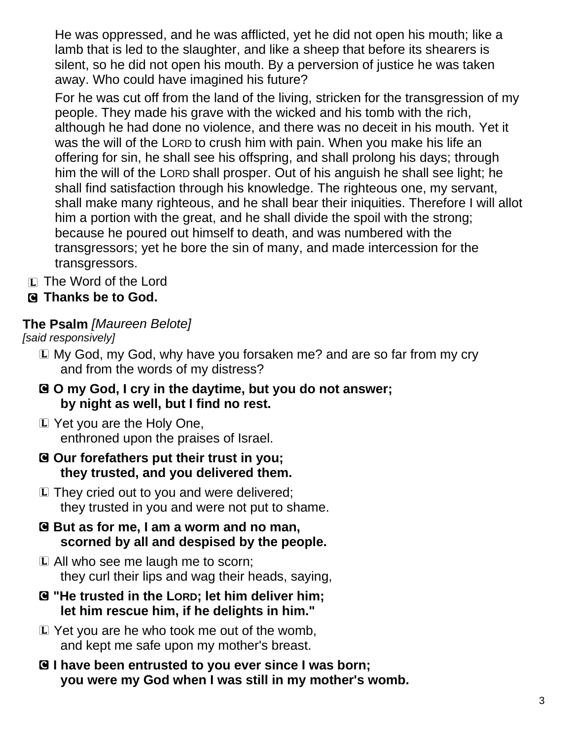He was oppressed, and he was afflicted, yet he did not open his mouth; like a lamb that is led to the slaughter, and like a sheep that before its shearers is silent, so he did not open his mouth. By a perversion of justice he was taken away. Who could have imagined his future?

For he was cut off from the land of the living, stricken for the transgression of my people. They made his grave with the wicked and his tomb with the rich, although he had done no violence, and there was no deceit in his mouth. Yet it was the will of the LORD to crush him with pain. When you make his life an offering for sin, he shall see his offspring, and shall prolong his days; through him the will of the LORD shall prosper. Out of his anguish he shall see light; he shall find satisfaction through his knowledge. The righteous one, my servant, shall make many righteous, and he shall bear their iniquities. Therefore I will allot him a portion with the great, and he shall divide the spoil with the strong; because he poured out himself to death, and was numbered with the transgressors; yet he bore the sin of many, and made intercession for the transgressors.

L The Word of the Lord
**C Thanks be to God.**

**The Psalm** *[Maureen Belote]*
*[said responsively]*

L My God, my God, why have you forsaken me? and are so far from my cry and from the words of my distress?

**C O my God, I cry in the daytime, but you do not answer; by night as well, but I find no rest.**

L Yet you are the Holy One, enthroned upon the praises of Israel.

**C Our forefathers put their trust in you; they trusted, and you delivered them.**

L They cried out to you and were delivered; they trusted in you and were not put to shame.

**C But as for me, I am a worm and no man, scorned by all and despised by the people.**

L All who see me laugh me to scorn; they curl their lips and wag their heads, saying,

**C "He trusted in the LORD; let him deliver him; let him rescue him, if he delights in him."**

L Yet you are he who took me out of the womb, and kept me safe upon my mother's breast.

**C I have been entrusted to you ever since I was born; you were my God when I was still in my mother's womb.**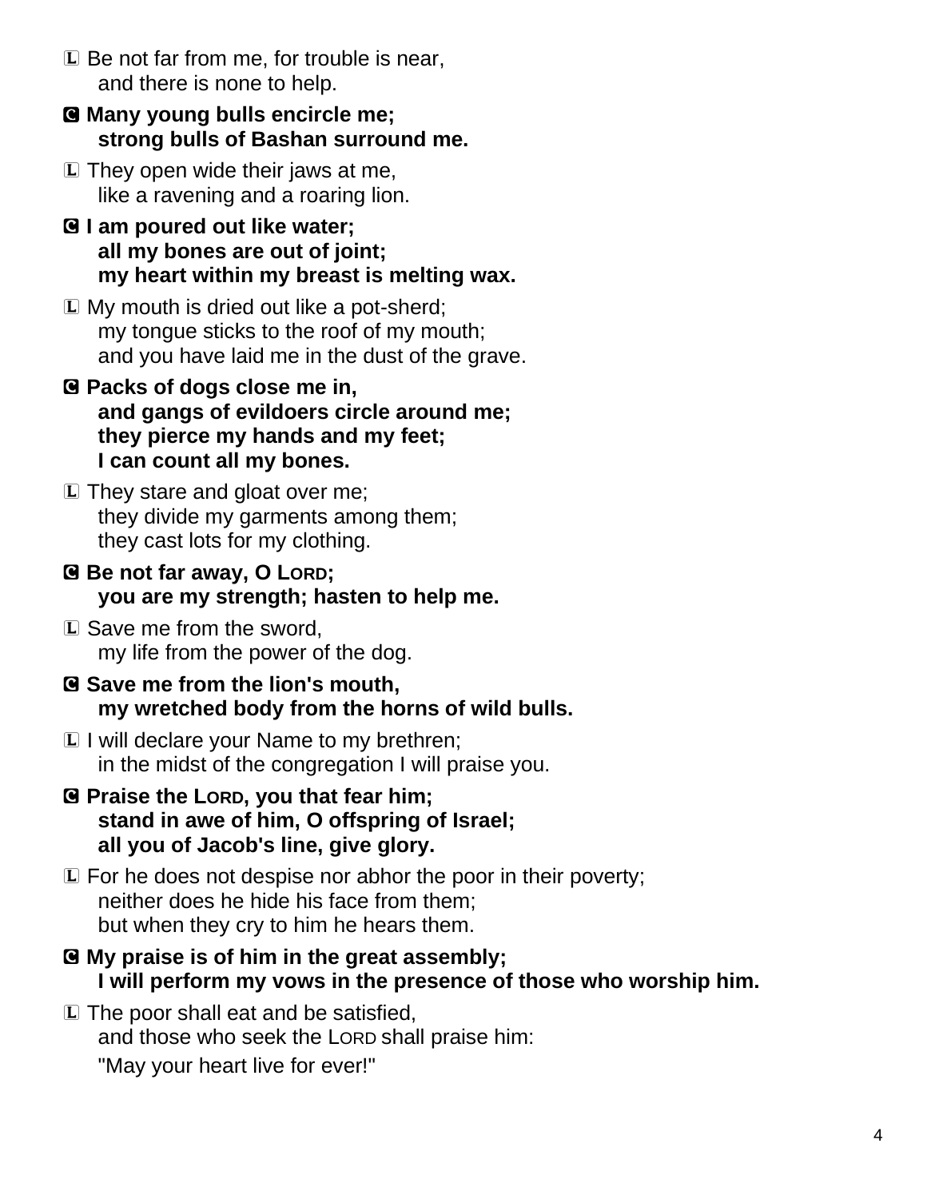Ⓛ Be not far from me, for trouble is near,
  and there is none to help.

**Ⓒ Many young bulls encircle me;**
  **strong bulls of Bashan surround me.**

Ⓛ They open wide their jaws at me,
  like a ravening and a roaring lion.

**Ⓒ I am poured out like water;**
  **all my bones are out of joint;**
  **my heart within my breast is melting wax.**

Ⓛ My mouth is dried out like a pot-sherd;
  my tongue sticks to the roof of my mouth;
  and you have laid me in the dust of the grave.

**Ⓒ Packs of dogs close me in,**
  **and gangs of evildoers circle around me;**
  **they pierce my hands and my feet;**
  **I can count all my bones.**

Ⓛ They stare and gloat over me;
  they divide my garments among them;
  they cast lots for my clothing.

**Ⓒ Be not far away, O LORD;**
  **you are my strength; hasten to help me.**

Ⓛ Save me from the sword,
  my life from the power of the dog.

**Ⓒ Save me from the lion's mouth,**
  **my wretched body from the horns of wild bulls.**

Ⓛ I will declare your Name to my brethren;
  in the midst of the congregation I will praise you.

**Ⓒ Praise the LORD, you that fear him;**
  **stand in awe of him, O offspring of Israel;**
  **all you of Jacob's line, give glory.**

Ⓛ For he does not despise nor abhor the poor in their poverty;
  neither does he hide his face from them;
  but when they cry to him he hears them.

**Ⓒ My praise is of him in the great assembly;**
  **I will perform my vows in the presence of those who worship him.**

Ⓛ The poor shall eat and be satisfied,
  and those who seek the LORD shall praise him:
  "May your heart live for ever!"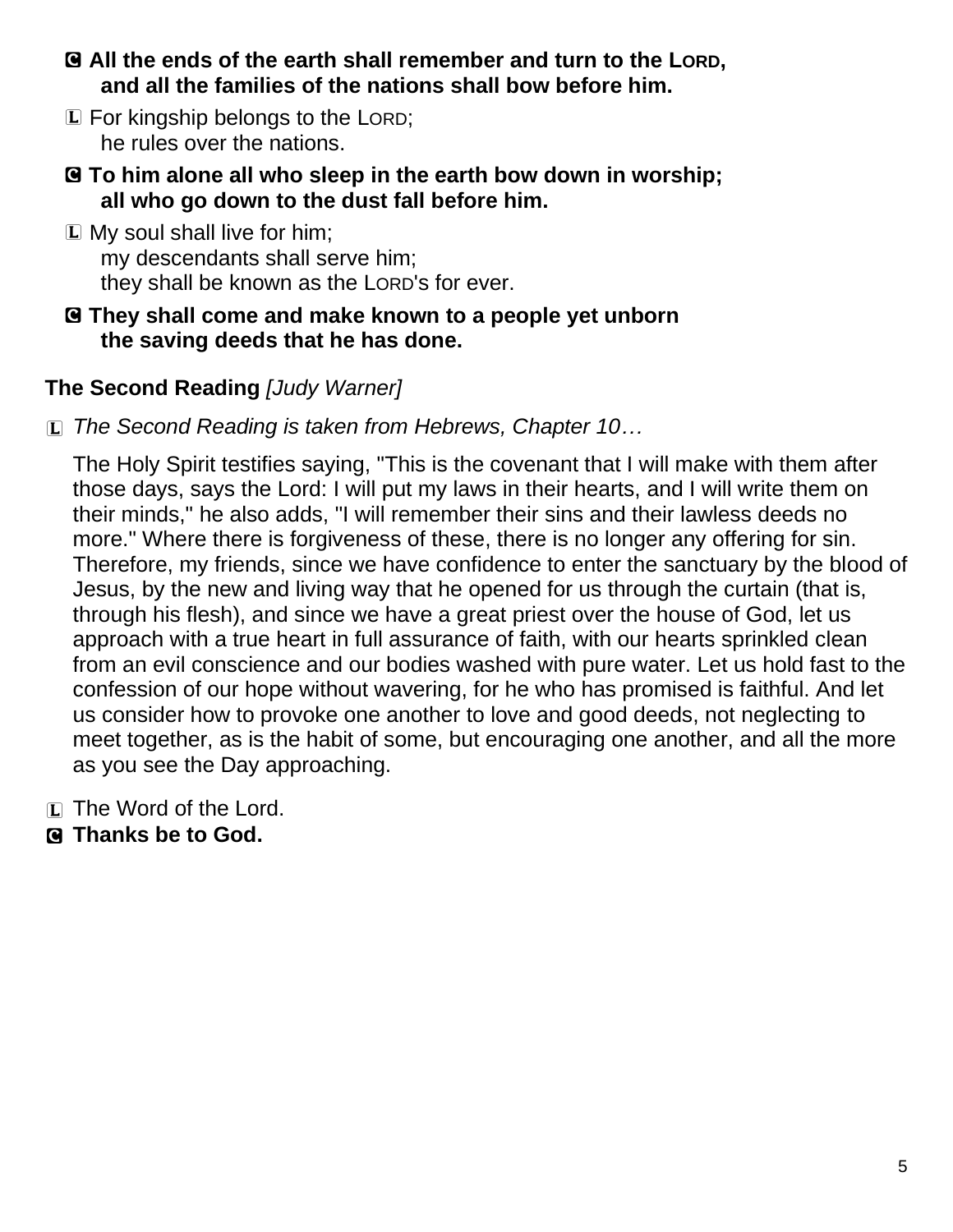**C All the ends of the earth shall remember and turn to the LORD,
    and all the families of the nations shall bow before him.**

L For kingship belongs to the LORD;
    he rules over the nations.

**C To him alone all who sleep in the earth bow down in worship;
    all who go down to the dust fall before him.**

L My soul shall live for him;
    my descendants shall serve him;
    they shall be known as the LORD's for ever.

**C They shall come and make known to a people yet unborn
    the saving deeds that he has done.**

**The Second Reading** *[Judy Warner]*

L *The Second Reading is taken from Hebrews, Chapter 10…*

The Holy Spirit testifies saying, "This is the covenant that I will make with them after those days, says the Lord: I will put my laws in their hearts, and I will write them on their minds," he also adds, "I will remember their sins and their lawless deeds no more." Where there is forgiveness of these, there is no longer any offering for sin. Therefore, my friends, since we have confidence to enter the sanctuary by the blood of Jesus, by the new and living way that he opened for us through the curtain (that is, through his flesh), and since we have a great priest over the house of God, let us approach with a true heart in full assurance of faith, with our hearts sprinkled clean from an evil conscience and our bodies washed with pure water. Let us hold fast to the confession of our hope without wavering, for he who has promised is faithful. And let us consider how to provoke one another to love and good deeds, not neglecting to meet together, as is the habit of some, but encouraging one another, and all the more as you see the Day approaching.

L The Word of the Lord.

**C Thanks be to God.**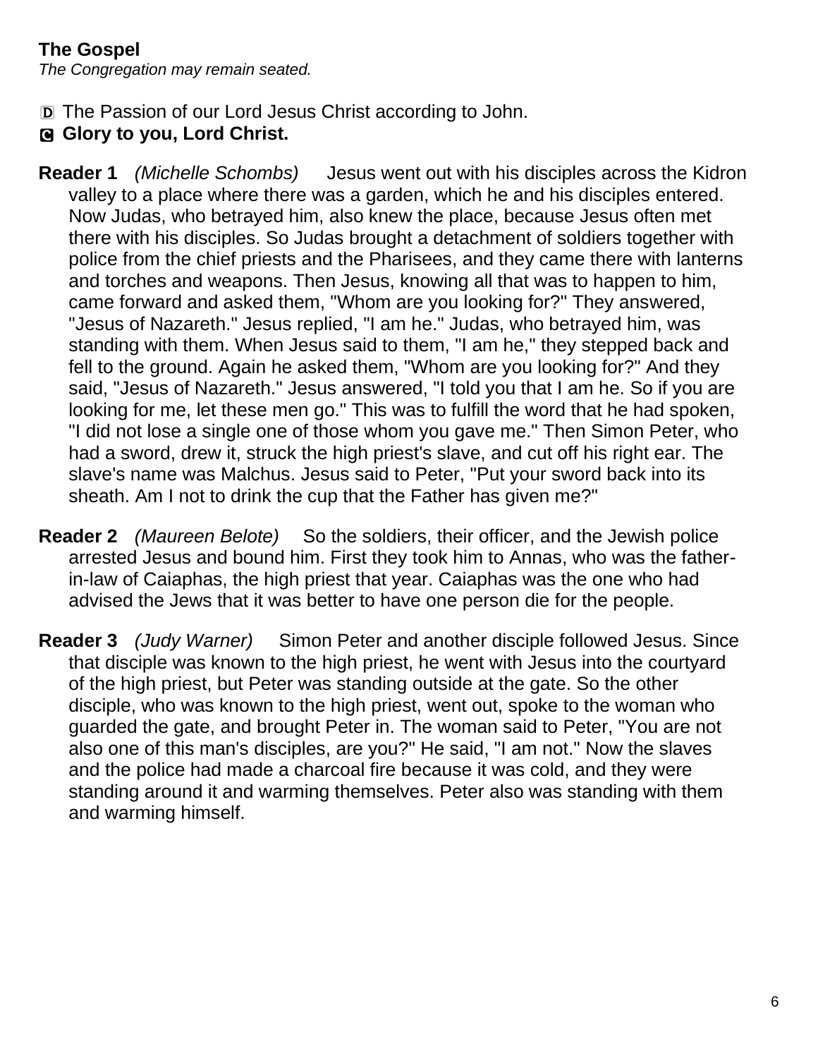**The Gospel**

*The Congregation may remain seated.*

D The Passion of our Lord Jesus Christ according to John.

**C Glory to you, Lord Christ.**

**Reader 1** *(Michelle Schombs)* Jesus went out with his disciples across the Kidron valley to a place where there was a garden, which he and his disciples entered. Now Judas, who betrayed him, also knew the place, because Jesus often met there with his disciples. So Judas brought a detachment of soldiers together with police from the chief priests and the Pharisees, and they came there with lanterns and torches and weapons. Then Jesus, knowing all that was to happen to him, came forward and asked them, "Whom are you looking for?" They answered, "Jesus of Nazareth." Jesus replied, "I am he." Judas, who betrayed him, was standing with them. When Jesus said to them, "I am he," they stepped back and fell to the ground. Again he asked them, "Whom are you looking for?" And they said, "Jesus of Nazareth." Jesus answered, "I told you that I am he. So if you are looking for me, let these men go." This was to fulfill the word that he had spoken, "I did not lose a single one of those whom you gave me." Then Simon Peter, who had a sword, drew it, struck the high priest's slave, and cut off his right ear. The slave's name was Malchus. Jesus said to Peter, "Put your sword back into its sheath. Am I not to drink the cup that the Father has given me?"

**Reader 2** *(Maureen Belote)* So the soldiers, their officer, and the Jewish police arrested Jesus and bound him. First they took him to Annas, who was the father-in-law of Caiaphas, the high priest that year. Caiaphas was the one who had advised the Jews that it was better to have one person die for the people.

**Reader 3** *(Judy Warner)* Simon Peter and another disciple followed Jesus. Since that disciple was known to the high priest, he went with Jesus into the courtyard of the high priest, but Peter was standing outside at the gate. So the other disciple, who was known to the high priest, went out, spoke to the woman who guarded the gate, and brought Peter in. The woman said to Peter, "You are not also one of this man's disciples, are you?" He said, "I am not." Now the slaves and the police had made a charcoal fire because it was cold, and they were standing around it and warming themselves. Peter also was standing with them and warming himself.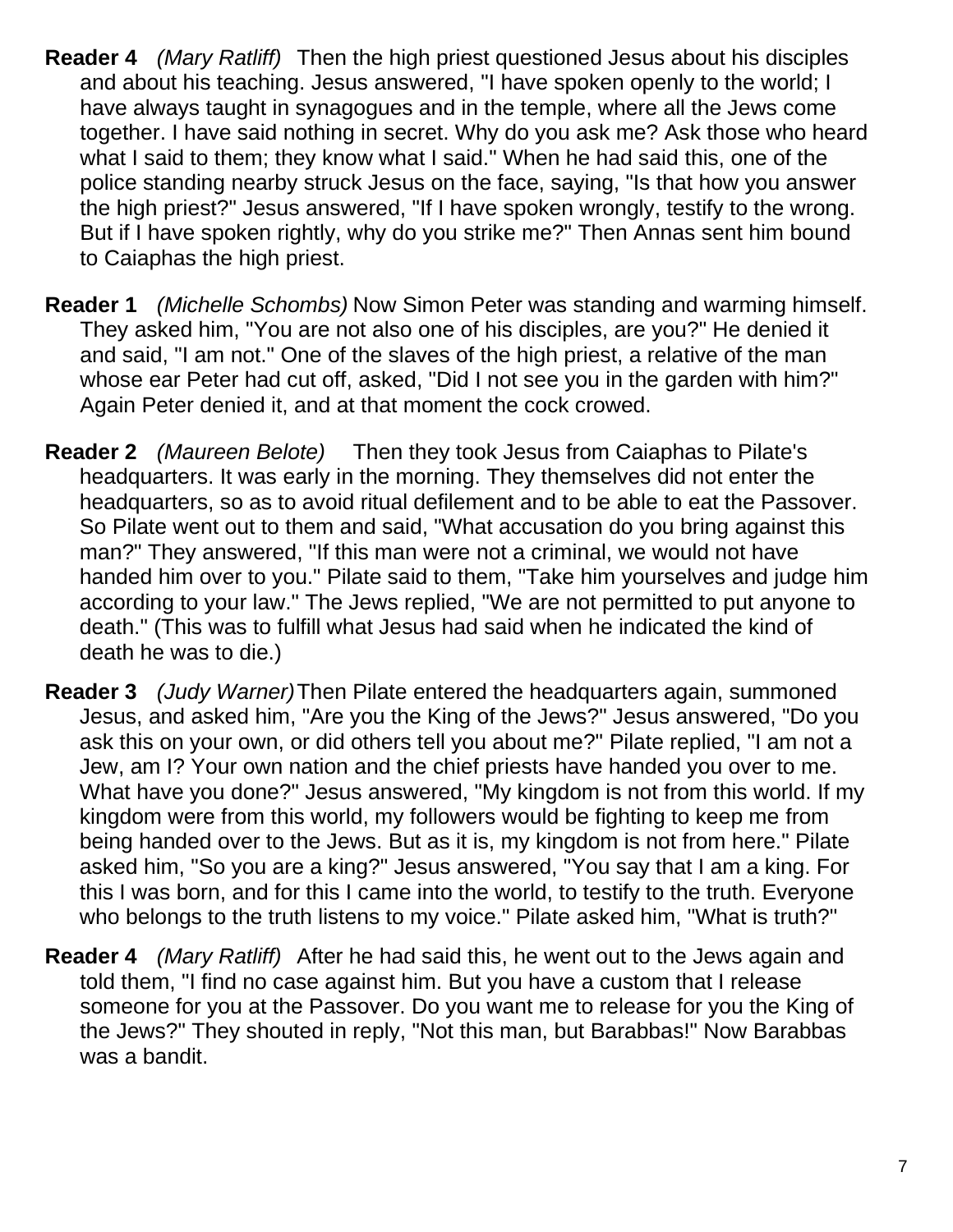**Reader 4** *(Mary Ratliff)* Then the high priest questioned Jesus about his disciples and about his teaching. Jesus answered, "I have spoken openly to the world; I have always taught in synagogues and in the temple, where all the Jews come together. I have said nothing in secret. Why do you ask me? Ask those who heard what I said to them; they know what I said." When he had said this, one of the police standing nearby struck Jesus on the face, saying, "Is that how you answer the high priest?" Jesus answered, "If I have spoken wrongly, testify to the wrong. But if I have spoken rightly, why do you strike me?" Then Annas sent him bound to Caiaphas the high priest.

**Reader 1** *(Michelle Schombs)* Now Simon Peter was standing and warming himself. They asked him, "You are not also one of his disciples, are you?" He denied it and said, "I am not." One of the slaves of the high priest, a relative of the man whose ear Peter had cut off, asked, "Did I not see you in the garden with him?" Again Peter denied it, and at that moment the cock crowed.

**Reader 2** *(Maureen Belote)* Then they took Jesus from Caiaphas to Pilate's headquarters. It was early in the morning. They themselves did not enter the headquarters, so as to avoid ritual defilement and to be able to eat the Passover. So Pilate went out to them and said, "What accusation do you bring against this man?" They answered, "If this man were not a criminal, we would not have handed him over to you." Pilate said to them, "Take him yourselves and judge him according to your law." The Jews replied, "We are not permitted to put anyone to death." (This was to fulfill what Jesus had said when he indicated the kind of death he was to die.)

**Reader 3** *(Judy Warner)* Then Pilate entered the headquarters again, summoned Jesus, and asked him, "Are you the King of the Jews?" Jesus answered, "Do you ask this on your own, or did others tell you about me?" Pilate replied, "I am not a Jew, am I? Your own nation and the chief priests have handed you over to me. What have you done?" Jesus answered, "My kingdom is not from this world. If my kingdom were from this world, my followers would be fighting to keep me from being handed over to the Jews. But as it is, my kingdom is not from here." Pilate asked him, "So you are a king?" Jesus answered, "You say that I am a king. For this I was born, and for this I came into the world, to testify to the truth. Everyone who belongs to the truth listens to my voice." Pilate asked him, "What is truth?"

**Reader 4** *(Mary Ratliff)* After he had said this, he went out to the Jews again and told them, "I find no case against him. But you have a custom that I release someone for you at the Passover. Do you want me to release for you the King of the Jews?" They shouted in reply, "Not this man, but Barabbas!" Now Barabbas was a bandit.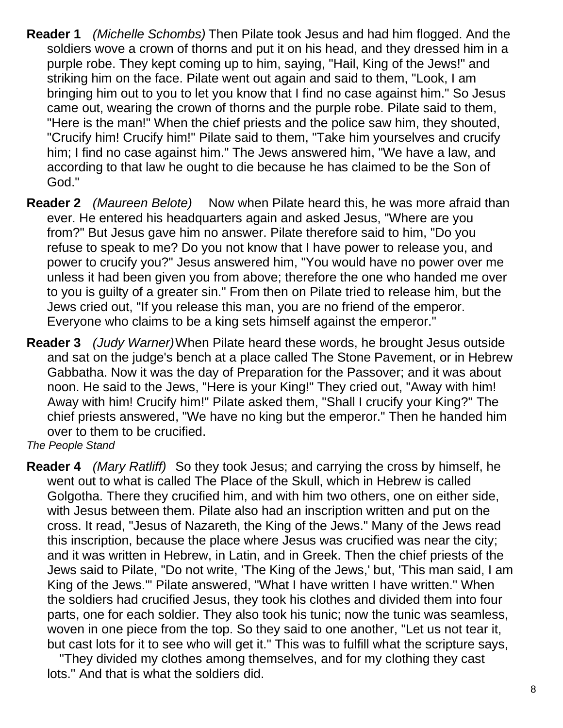**Reader 1** *(Michelle Schombs)* Then Pilate took Jesus and had him flogged. And the soldiers wove a crown of thorns and put it on his head, and they dressed him in a purple robe. They kept coming up to him, saying, "Hail, King of the Jews!" and striking him on the face. Pilate went out again and said to them, "Look, I am bringing him out to you to let you know that I find no case against him." So Jesus came out, wearing the crown of thorns and the purple robe. Pilate said to them, "Here is the man!" When the chief priests and the police saw him, they shouted, "Crucify him! Crucify him!" Pilate said to them, "Take him yourselves and crucify him; I find no case against him." The Jews answered him, "We have a law, and according to that law he ought to die because he has claimed to be the Son of God."

**Reader 2** *(Maureen Belote)* Now when Pilate heard this, he was more afraid than ever. He entered his headquarters again and asked Jesus, "Where are you from?" But Jesus gave him no answer. Pilate therefore said to him, "Do you refuse to speak to me? Do you not know that I have power to release you, and power to crucify you?" Jesus answered him, "You would have no power over me unless it had been given you from above; therefore the one who handed me over to you is guilty of a greater sin." From then on Pilate tried to release him, but the Jews cried out, "If you release this man, you are no friend of the emperor. Everyone who claims to be a king sets himself against the emperor."

**Reader 3** *(Judy Warner)* When Pilate heard these words, he brought Jesus outside and sat on the judge's bench at a place called The Stone Pavement, or in Hebrew Gabbatha. Now it was the day of Preparation for the Passover; and it was about noon. He said to the Jews, "Here is your King!" They cried out, "Away with him! Away with him! Crucify him!" Pilate asked them, "Shall I crucify your King?" The chief priests answered, "We have no king but the emperor." Then he handed him over to them to be crucified.

*The People Stand*

**Reader 4** *(Mary Ratliff)* So they took Jesus; and carrying the cross by himself, he went out to what is called The Place of the Skull, which in Hebrew is called Golgotha. There they crucified him, and with him two others, one on either side, with Jesus between them. Pilate also had an inscription written and put on the cross. It read, "Jesus of Nazareth, the King of the Jews." Many of the Jews read this inscription, because the place where Jesus was crucified was near the city; and it was written in Hebrew, in Latin, and in Greek. Then the chief priests of the Jews said to Pilate, "Do not write, 'The King of the Jews,' but, 'This man said, I am King of the Jews.'" Pilate answered, "What I have written I have written." When the soldiers had crucified Jesus, they took his clothes and divided them into four parts, one for each soldier. They also took his tunic; now the tunic was seamless, woven in one piece from the top. So they said to one another, "Let us not tear it, but cast lots for it to see who will get it." This was to fulfill what the scripture says, "They divided my clothes among themselves, and for my clothing they cast lots." And that is what the soldiers did.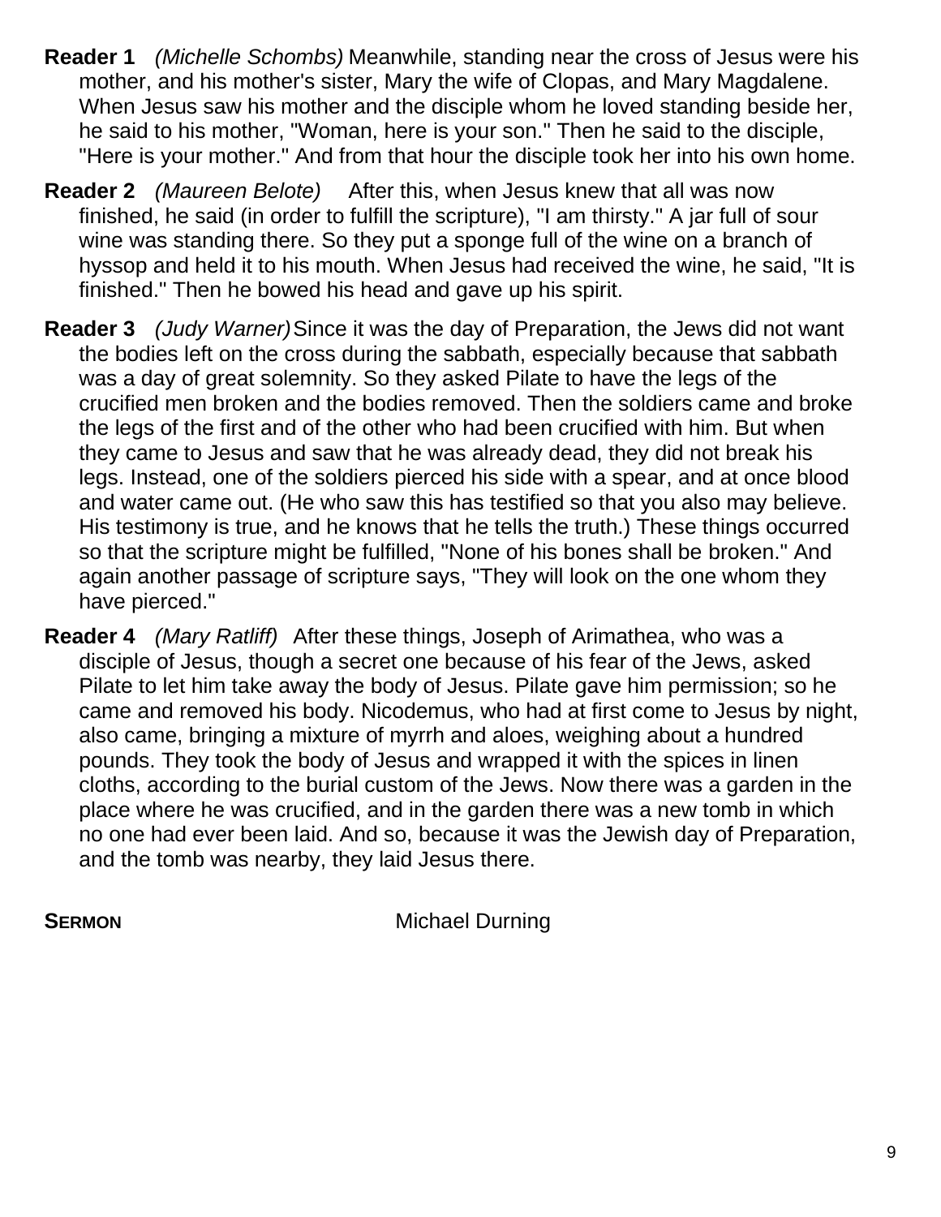**Reader 1** *(Michelle Schombs)* Meanwhile, standing near the cross of Jesus were his mother, and his mother's sister, Mary the wife of Clopas, and Mary Magdalene. When Jesus saw his mother and the disciple whom he loved standing beside her, he said to his mother, "Woman, here is your son." Then he said to the disciple, "Here is your mother." And from that hour the disciple took her into his own home.

**Reader 2** *(Maureen Belote)* After this, when Jesus knew that all was now finished, he said (in order to fulfill the scripture), "I am thirsty." A jar full of sour wine was standing there. So they put a sponge full of the wine on a branch of hyssop and held it to his mouth. When Jesus had received the wine, he said, "It is finished." Then he bowed his head and gave up his spirit.

**Reader 3** *(Judy Warner)* Since it was the day of Preparation, the Jews did not want the bodies left on the cross during the sabbath, especially because that sabbath was a day of great solemnity. So they asked Pilate to have the legs of the crucified men broken and the bodies removed. Then the soldiers came and broke the legs of the first and of the other who had been crucified with him. But when they came to Jesus and saw that he was already dead, they did not break his legs. Instead, one of the soldiers pierced his side with a spear, and at once blood and water came out. (He who saw this has testified so that you also may believe. His testimony is true, and he knows that he tells the truth.) These things occurred so that the scripture might be fulfilled, "None of his bones shall be broken." And again another passage of scripture says, "They will look on the one whom they have pierced."

**Reader 4** *(Mary Ratliff)* After these things, Joseph of Arimathea, who was a disciple of Jesus, though a secret one because of his fear of the Jews, asked Pilate to let him take away the body of Jesus. Pilate gave him permission; so he came and removed his body. Nicodemus, who had at first come to Jesus by night, also came, bringing a mixture of myrrh and aloes, weighing about a hundred pounds. They took the body of Jesus and wrapped it with the spices in linen cloths, according to the burial custom of the Jews. Now there was a garden in the place where he was crucified, and in the garden there was a new tomb in which no one had ever been laid. And so, because it was the Jewish day of Preparation, and the tomb was nearby, they laid Jesus there.

**SERMON** Michael Durning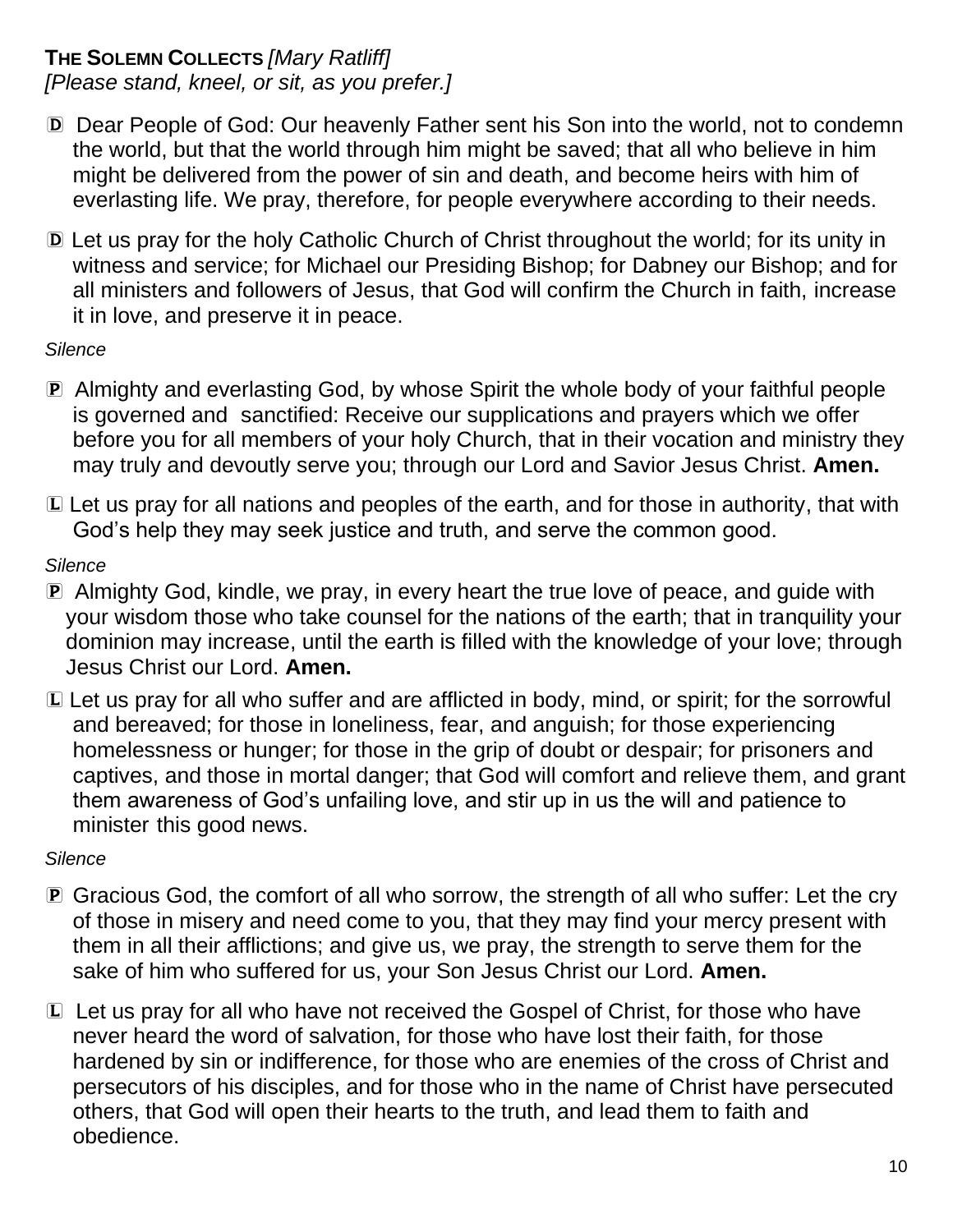**THE SOLEMN COLLECTS** *[Mary Ratliff]*
*[Please stand, kneel, or sit, as you prefer.]*

Ⓓ Dear People of God: Our heavenly Father sent his Son into the world, not to condemn the world, but that the world through him might be saved; that all who believe in him might be delivered from the power of sin and death, and become heirs with him of everlasting life. We pray, therefore, for people everywhere according to their needs.

Ⓓ Let us pray for the holy Catholic Church of Christ throughout the world; for its unity in witness and service; for Michael our Presiding Bishop; for Dabney our Bishop; and for all ministers and followers of Jesus, that God will confirm the Church in faith, increase it in love, and preserve it in peace.

*Silence*

Ⓟ Almighty and everlasting God, by whose Spirit the whole body of your faithful people is governed and sanctified: Receive our supplications and prayers which we offer before you for all members of your holy Church, that in their vocation and ministry they may truly and devoutly serve you; through our Lord and Savior Jesus Christ. **Amen.**

Ⓛ Let us pray for all nations and peoples of the earth, and for those in authority, that with God's help they may seek justice and truth, and serve the common good.

*Silence*

Ⓟ Almighty God, kindle, we pray, in every heart the true love of peace, and guide with your wisdom those who take counsel for the nations of the earth; that in tranquility your dominion may increase, until the earth is filled with the knowledge of your love; through Jesus Christ our Lord. **Amen.**

Ⓛ Let us pray for all who suffer and are afflicted in body, mind, or spirit; for the sorrowful and bereaved; for those in loneliness, fear, and anguish; for those experiencing homelessness or hunger; for those in the grip of doubt or despair; for prisoners and captives, and those in mortal danger; that God will comfort and relieve them, and grant them awareness of God's unfailing love, and stir up in us the will and patience to minister this good news.

*Silence*

Ⓟ Gracious God, the comfort of all who sorrow, the strength of all who suffer: Let the cry of those in misery and need come to you, that they may find your mercy present with them in all their afflictions; and give us, we pray, the strength to serve them for the sake of him who suffered for us, your Son Jesus Christ our Lord. **Amen.**

Ⓛ Let us pray for all who have not received the Gospel of Christ, for those who have never heard the word of salvation, for those who have lost their faith, for those hardened by sin or indifference, for those who are enemies of the cross of Christ and persecutors of his disciples, and for those who in the name of Christ have persecuted others, that God will open their hearts to the truth, and lead them to faith and obedience.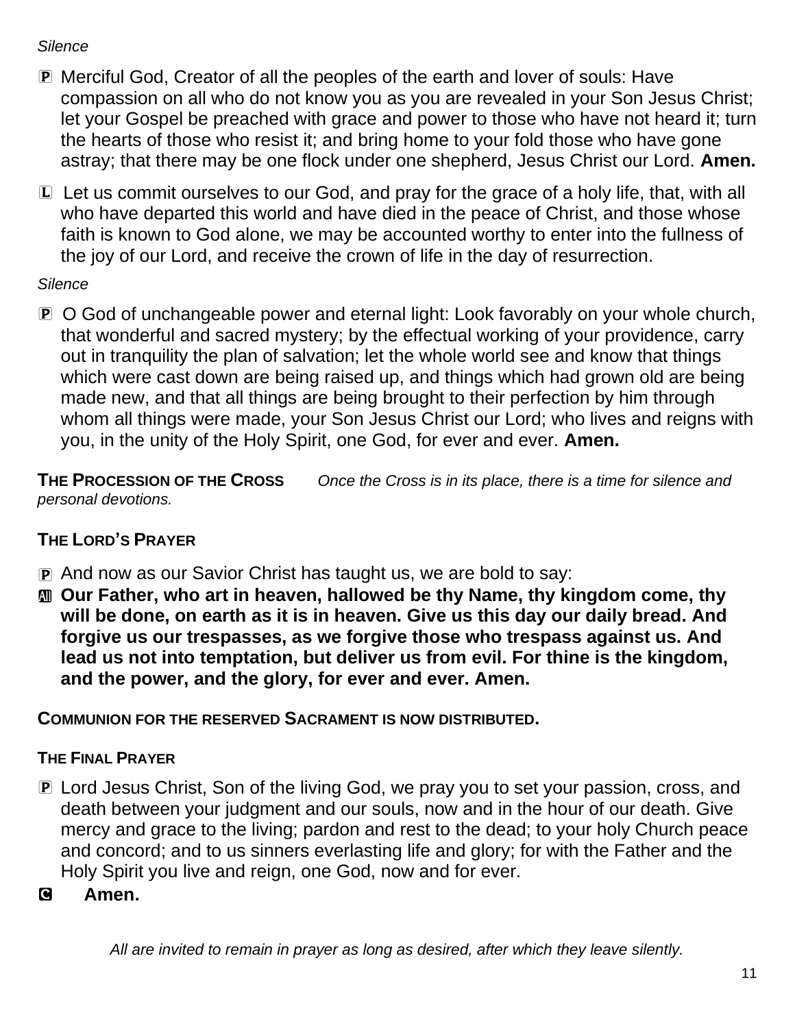*Silence*

P Merciful God, Creator of all the peoples of the earth and lover of souls: Have compassion on all who do not know you as you are revealed in your Son Jesus Christ; let your Gospel be preached with grace and power to those who have not heard it; turn the hearts of those who resist it; and bring home to your fold those who have gone astray; that there may be one flock under one shepherd, Jesus Christ our Lord. **Amen.**

L Let us commit ourselves to our God, and pray for the grace of a holy life, that, with all who have departed this world and have died in the peace of Christ, and those whose faith is known to God alone, we may be accounted worthy to enter into the fullness of the joy of our Lord, and receive the crown of life in the day of resurrection.

*Silence*

P O God of unchangeable power and eternal light: Look favorably on your whole church, that wonderful and sacred mystery; by the effectual working of your providence, carry out in tranquility the plan of salvation; let the whole world see and know that things which were cast down are being raised up, and things which had grown old are being made new, and that all things are being brought to their perfection by him through whom all things were made, your Son Jesus Christ our Lord; who lives and reigns with you, in the unity of the Holy Spirit, one God, for ever and ever. **Amen.**

**THE PROCESSION OF THE CROSS** *Once the Cross is in its place, there is a time for silence and personal devotions.*

**THE LORD'S PRAYER**

P And now as our Savior Christ has taught us, we are bold to say:

All **Our Father, who art in heaven, hallowed be thy Name, thy kingdom come, thy will be done, on earth as it is in heaven. Give us this day our daily bread. And forgive us our trespasses, as we forgive those who trespass against us. And lead us not into temptation, but deliver us from evil. For thine is the kingdom, and the power, and the glory, for ever and ever. Amen.**

**COMMUNION FOR THE RESERVED SACRAMENT IS NOW DISTRIBUTED.**

**THE FINAL PRAYER**

P Lord Jesus Christ, Son of the living God, we pray you to set your passion, cross, and death between your judgment and our souls, now and in the hour of our death. Give mercy and grace to the living; pardon and rest to the dead; to your holy Church peace and concord; and to us sinners everlasting life and glory; for with the Father and the Holy Spirit you live and reign, one God, now and for ever.

C **Amen.**

*All are invited to remain in prayer as long as desired, after which they leave silently.*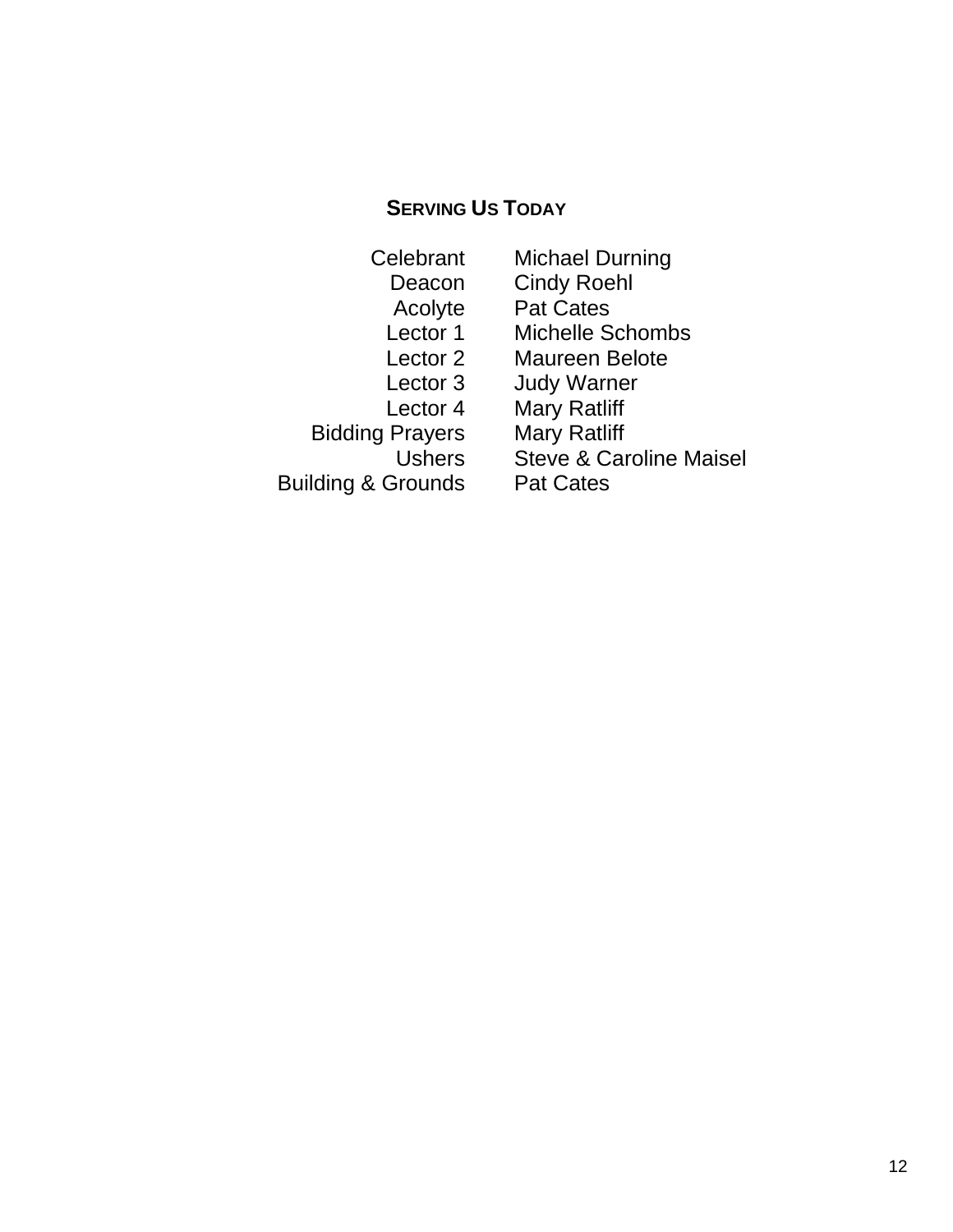## Serving Us Today

| | |
|---|---|
| Celebrant | Michael Durning |
| Deacon | Cindy Roehl |
| Acolyte | Pat Cates |
| Lector 1 | Michelle Schombs |
| Lector 2 | Maureen Belote |
| Lector 3 | Judy Warner |
| Lector 4 | Mary Ratliff |
| Bidding Prayers | Mary Ratliff |
| Ushers | Steve & Caroline Maisel |
| Building & Grounds | Pat Cates |